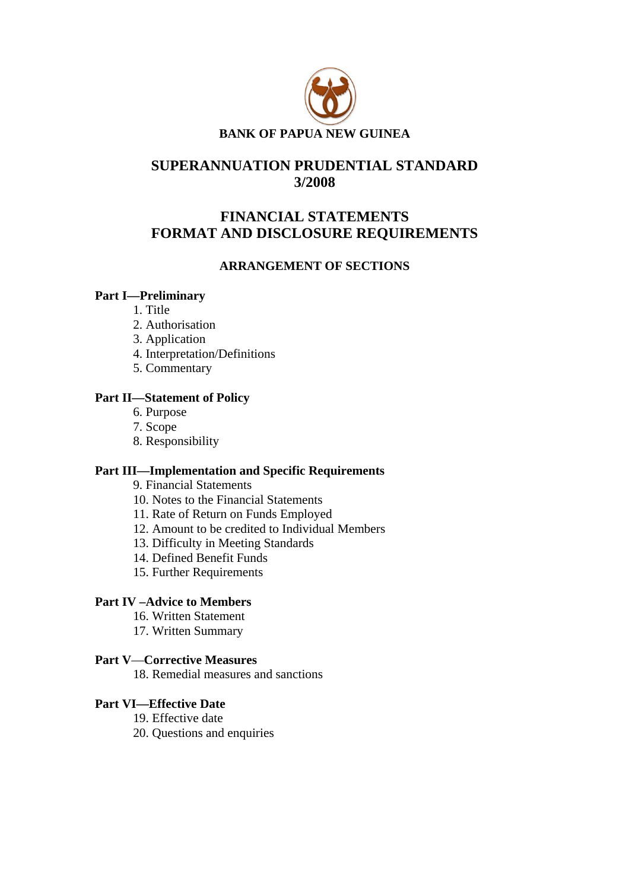**BANK OF PAPUA NEW GUINEA**

# SUPERANNUATION PRUDENTIAL STANDARD 3/2008

# FINANCIAL STATEMENTS FORMAT AND DISCLOSURE REQUIREMENTS

## ARRANGEMENT OF SECTIONS

**Part I—Preliminary**

1. Title
2. Authorisation
3. Application
4. Interpretation/Definitions
5. Commentary

**Part II—Statement of Policy**

6. Purpose
7. Scope
8. Responsibility

**Part III—Implementation and Specific Requirements**

9. Financial Statements
10. Notes to the Financial Statements
11. Rate of Return on Funds Employed
12. Amount to be credited to Individual Members
13. Difficulty in Meeting Standards
14. Defined Benefit Funds
15. Further Requirements

**Part IV –Advice to Members**

16. Written Statement
17. Written Summary

**Part V—Corrective Measures**

18. Remedial measures and sanctions

**Part VI—Effective Date**

19. Effective date
20. Questions and enquiries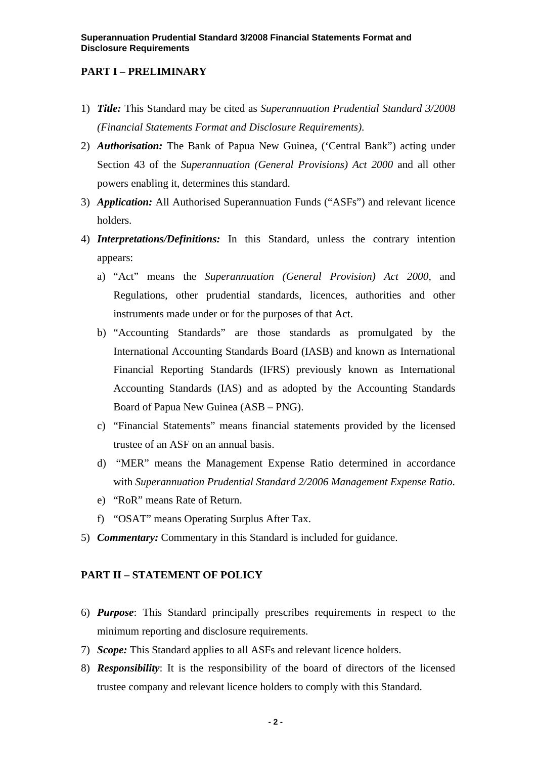## PART I – PRELIMINARY

1) ***Title:*** This Standard may be cited as *Superannuation Prudential Standard 3/2008 (Financial Statements Format and Disclosure Requirements).*
2) ***Authorisation:*** The Bank of Papua New Guinea, ('Central Bank") acting under Section 43 of the *Superannuation (General Provisions) Act 2000* and all other powers enabling it, determines this standard.
3) ***Application:*** All Authorised Superannuation Funds ("ASFs") and relevant licence holders.
4) ***Interpretations/Definitions:*** In this Standard, unless the contrary intention appears:
   a) "Act" means the *Superannuation (General Provision) Act 2000*, and Regulations, other prudential standards, licences, authorities and other instruments made under or for the purposes of that Act.
   b) "Accounting Standards" are those standards as promulgated by the International Accounting Standards Board (IASB) and known as International Financial Reporting Standards (IFRS) previously known as International Accounting Standards (IAS) and as adopted by the Accounting Standards Board of Papua New Guinea (ASB – PNG).
   c) "Financial Statements" means financial statements provided by the licensed trustee of an ASF on an annual basis.
   d) "MER" means the Management Expense Ratio determined in accordance with *Superannuation Prudential Standard 2/2006 Management Expense Ratio.*
   e) "RoR" means Rate of Return.
   f) "OSAT" means Operating Surplus After Tax.
5) ***Commentary:*** Commentary in this Standard is included for guidance.

## PART II – STATEMENT OF POLICY

6) ***Purpose***: This Standard principally prescribes requirements in respect to the minimum reporting and disclosure requirements.
7) ***Scope:*** This Standard applies to all ASFs and relevant licence holders.
8) ***Responsibility***: It is the responsibility of the board of directors of the licensed trustee company and relevant licence holders to comply with this Standard.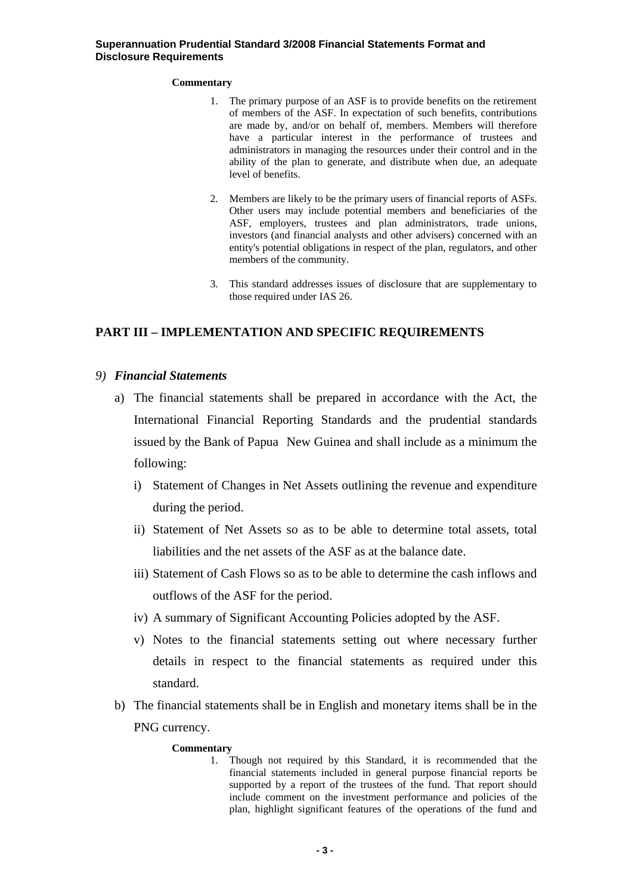**Commentary**

1. The primary purpose of an ASF is to provide benefits on the retirement of members of the ASF. In expectation of such benefits, contributions are made by, and/or on behalf of, members. Members will therefore have a particular interest in the performance of trustees and administrators in managing the resources under their control and in the ability of the plan to generate, and distribute when due, an adequate level of benefits.

2. Members are likely to be the primary users of financial reports of ASFs. Other users may include potential members and beneficiaries of the ASF, employers, trustees and plan administrators, trade unions, investors (and financial analysts and other advisers) concerned with an entity's potential obligations in respect of the plan, regulators, and other members of the community.

3. This standard addresses issues of disclosure that are supplementary to those required under IAS 26.

## PART III – IMPLEMENTATION AND SPECIFIC REQUIREMENTS

### *9) Financial Statements*

a) The financial statements shall be prepared in accordance with the Act, the International Financial Reporting Standards and the prudential standards issued by the Bank of Papua New Guinea and shall include as a minimum the following:

   i) Statement of Changes in Net Assets outlining the revenue and expenditure during the period.

   ii) Statement of Net Assets so as to be able to determine total assets, total liabilities and the net assets of the ASF as at the balance date.

   iii) Statement of Cash Flows so as to be able to determine the cash inflows and outflows of the ASF for the period.

   iv) A summary of Significant Accounting Policies adopted by the ASF.

   v) Notes to the financial statements setting out where necessary further details in respect to the financial statements as required under this standard.

b) The financial statements shall be in English and monetary items shall be in the PNG currency.

**Commentary**

1. Though not required by this Standard, it is recommended that the financial statements included in general purpose financial reports be supported by a report of the trustees of the fund. That report should include comment on the investment performance and policies of the plan, highlight significant features of the operations of the fund and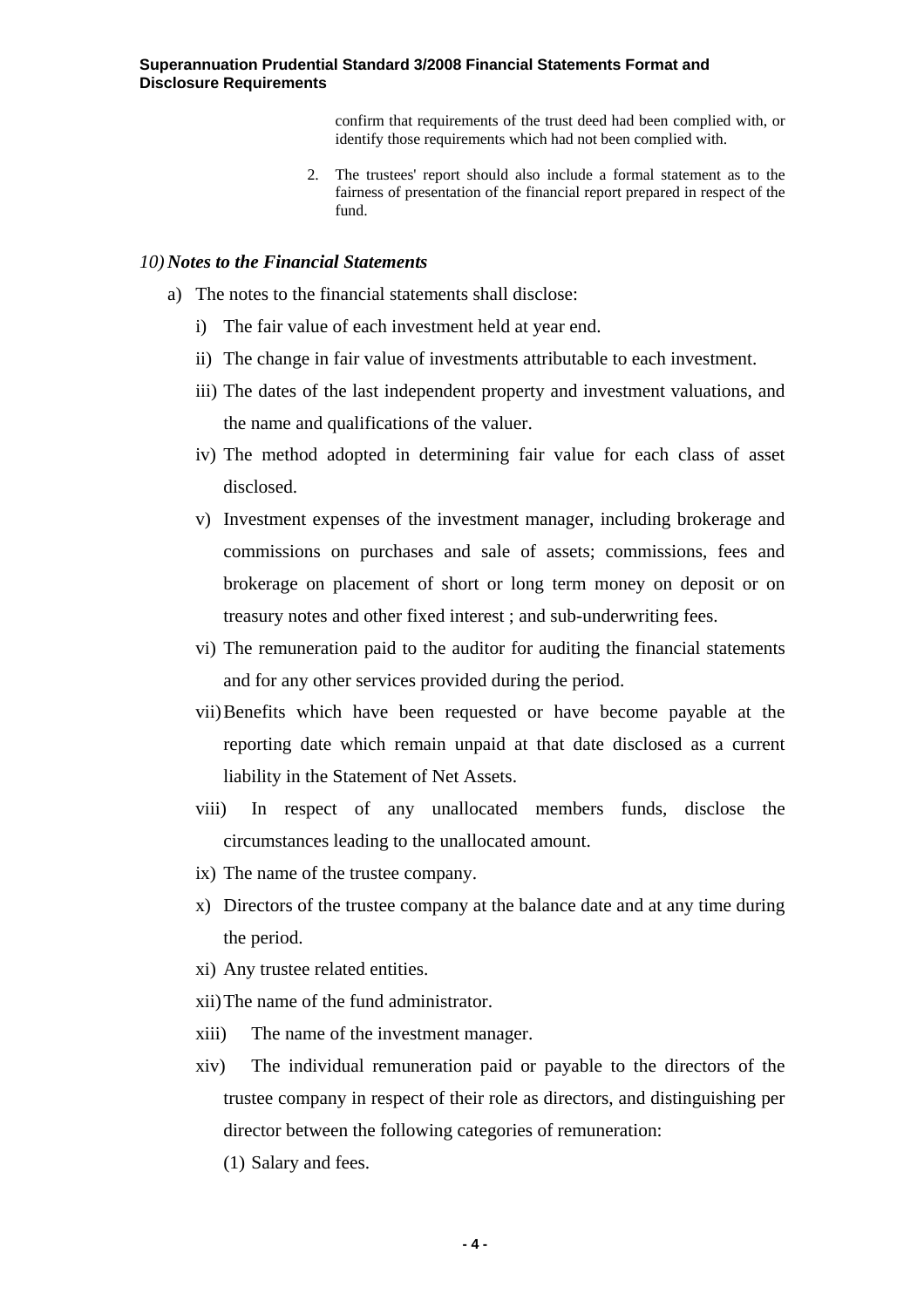confirm that requirements of the trust deed had been complied with, or identify those requirements which had not been complied with.

2. The trustees' report should also include a formal statement as to the fairness of presentation of the financial report prepared in respect of the fund.

### 10) *Notes to the Financial Statements*

a) The notes to the financial statements shall disclose:

   i) The fair value of each investment held at year end.

   ii) The change in fair value of investments attributable to each investment.

   iii) The dates of the last independent property and investment valuations, and the name and qualifications of the valuer.

   iv) The method adopted in determining fair value for each class of asset disclosed.

   v) Investment expenses of the investment manager, including brokerage and commissions on purchases and sale of assets; commissions, fees and brokerage on placement of short or long term money on deposit or on treasury notes and other fixed interest ; and sub-underwriting fees.

   vi) The remuneration paid to the auditor for auditing the financial statements and for any other services provided during the period.

   vii) Benefits which have been requested or have become payable at the reporting date which remain unpaid at that date disclosed as a current liability in the Statement of Net Assets.

   viii) In respect of any unallocated members funds, disclose the circumstances leading to the unallocated amount.

   ix) The name of the trustee company.

   x) Directors of the trustee company at the balance date and at any time during the period.

   xi) Any trustee related entities.

   xii) The name of the fund administrator.

   xiii) The name of the investment manager.

   xiv) The individual remuneration paid or payable to the directors of the trustee company in respect of their role as directors, and distinguishing per director between the following categories of remuneration:

      (1) Salary and fees.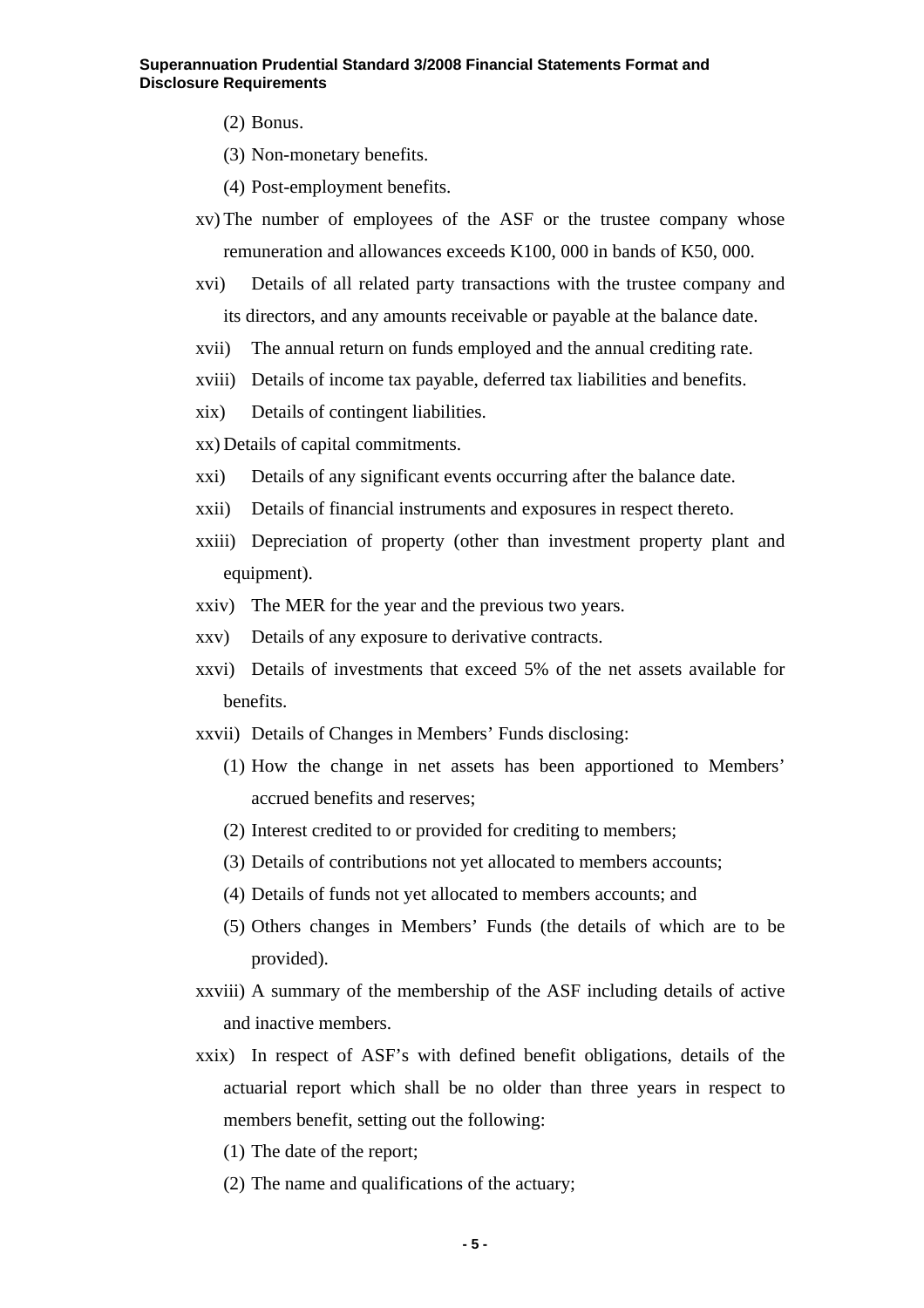(2) Bonus.

(3) Non-monetary benefits.

(4) Post-employment benefits.

xv) The number of employees of the ASF or the trustee company whose remuneration and allowances exceeds K100, 000 in bands of K50, 000.

xvi) Details of all related party transactions with the trustee company and its directors, and any amounts receivable or payable at the balance date.

xvii) The annual return on funds employed and the annual crediting rate.

xviii) Details of income tax payable, deferred tax liabilities and benefits.

xix) Details of contingent liabilities.

xx) Details of capital commitments.

xxi) Details of any significant events occurring after the balance date.

xxii) Details of financial instruments and exposures in respect thereto.

xxiii) Depreciation of property (other than investment property plant and equipment).

xxiv) The MER for the year and the previous two years.

xxv) Details of any exposure to derivative contracts.

xxvi) Details of investments that exceed 5% of the net assets available for benefits.

xxvii) Details of Changes in Members' Funds disclosing:

(1) How the change in net assets has been apportioned to Members' accrued benefits and reserves;

(2) Interest credited to or provided for crediting to members;

(3) Details of contributions not yet allocated to members accounts;

(4) Details of funds not yet allocated to members accounts; and

(5) Others changes in Members' Funds (the details of which are to be provided).

xxviii) A summary of the membership of the ASF including details of active and inactive members.

xxix) In respect of ASF's with defined benefit obligations, details of the actuarial report which shall be no older than three years in respect to members benefit, setting out the following:

(1) The date of the report;

(2) The name and qualifications of the actuary;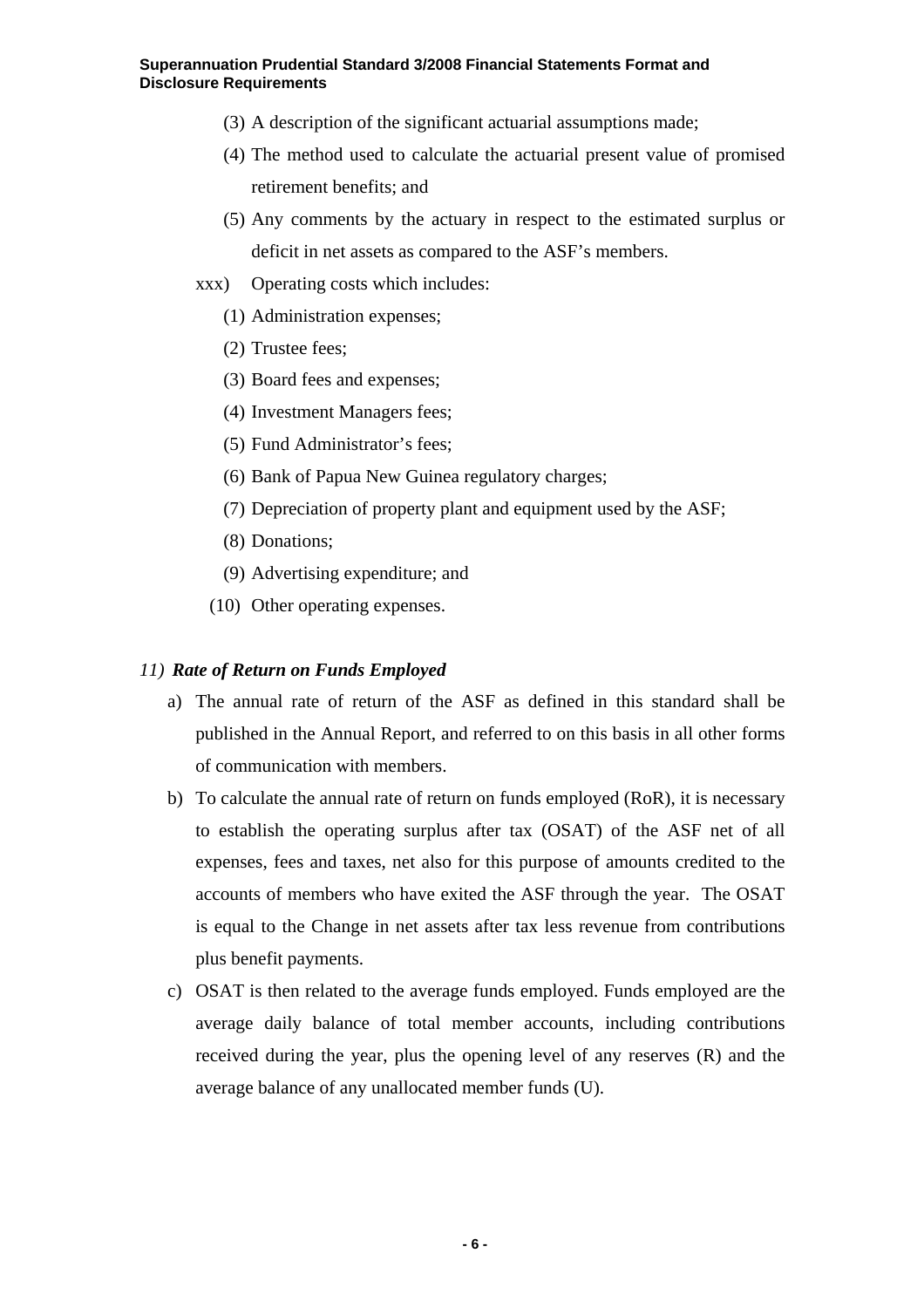(3) A description of the significant actuarial assumptions made;

(4) The method used to calculate the actuarial present value of promised retirement benefits; and

(5) Any comments by the actuary in respect to the estimated surplus or deficit in net assets as compared to the ASF's members.

xxx) Operating costs which includes:

(1) Administration expenses;

(2) Trustee fees;

(3) Board fees and expenses;

(4) Investment Managers fees;

(5) Fund Administrator's fees;

(6) Bank of Papua New Guinea regulatory charges;

(7) Depreciation of property plant and equipment used by the ASF;

(8) Donations;

(9) Advertising expenditure; and

(10) Other operating expenses.

### *11) Rate of Return on Funds Employed*

a) The annual rate of return of the ASF as defined in this standard shall be published in the Annual Report, and referred to on this basis in all other forms of communication with members.

b) To calculate the annual rate of return on funds employed (RoR), it is necessary to establish the operating surplus after tax (OSAT) of the ASF net of all expenses, fees and taxes, net also for this purpose of amounts credited to the accounts of members who have exited the ASF through the year. The OSAT is equal to the Change in net assets after tax less revenue from contributions plus benefit payments.

c) OSAT is then related to the average funds employed. Funds employed are the average daily balance of total member accounts, including contributions received during the year, plus the opening level of any reserves (R) and the average balance of any unallocated member funds (U).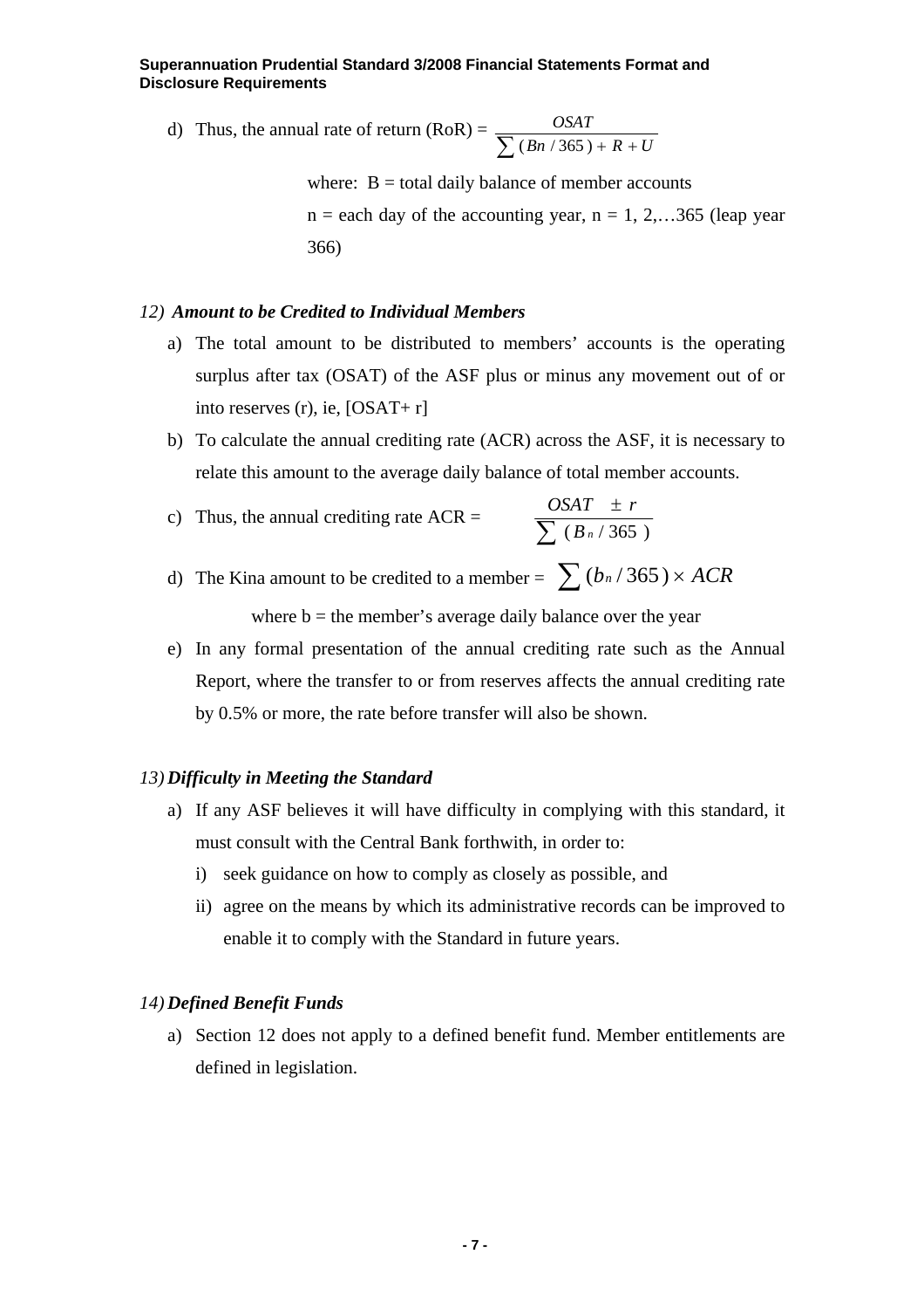d) Thus, the annual rate of return (RoR) = $\dfrac{OSAT}{\sum (Bn/365) + R + U}$

where: B = total daily balance of member accounts

n = each day of the accounting year, n = 1, 2,…365 (leap year 366)

### 12) *Amount to be Credited to Individual Members*

a) The total amount to be distributed to members' accounts is the operating surplus after tax (OSAT) of the ASF plus or minus any movement out of or into reserves (r), ie, [OSAT+ r]

b) To calculate the annual crediting rate (ACR) across the ASF, it is necessary to relate this amount to the average daily balance of total member accounts.

c) Thus, the annual crediting rate ACR = $\dfrac{OSAT \pm r}{\sum (B_n / 365)}$

d) The Kina amount to be credited to a member = $\sum (b_n / 365) \times ACR$

where b = the member's average daily balance over the year

e) In any formal presentation of the annual crediting rate such as the Annual Report, where the transfer to or from reserves affects the annual crediting rate by 0.5% or more, the rate before transfer will also be shown.

### 13) *Difficulty in Meeting the Standard*

a) If any ASF believes it will have difficulty in complying with this standard, it must consult with the Central Bank forthwith, in order to:

   i) seek guidance on how to comply as closely as possible, and

   ii) agree on the means by which its administrative records can be improved to enable it to comply with the Standard in future years.

### 14) *Defined Benefit Funds*

a) Section 12 does not apply to a defined benefit fund. Member entitlements are defined in legislation.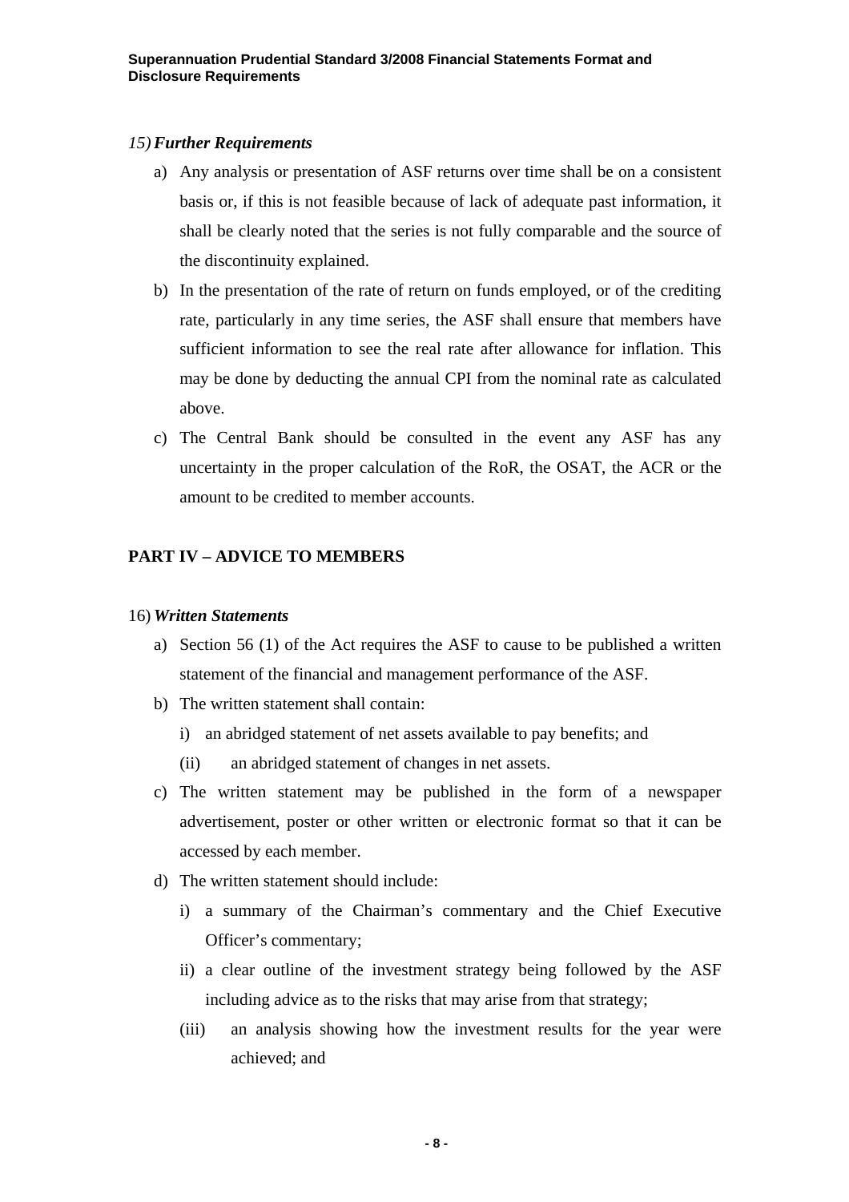### 15) *Further Requirements*

a) Any analysis or presentation of ASF returns over time shall be on a consistent basis or, if this is not feasible because of lack of adequate past information, it shall be clearly noted that the series is not fully comparable and the source of the discontinuity explained.

b) In the presentation of the rate of return on funds employed, or of the crediting rate, particularly in any time series, the ASF shall ensure that members have sufficient information to see the real rate after allowance for inflation. This may be done by deducting the annual CPI from the nominal rate as calculated above.

c) The Central Bank should be consulted in the event any ASF has any uncertainty in the proper calculation of the RoR, the OSAT, the ACR or the amount to be credited to member accounts.

## PART IV – ADVICE TO MEMBERS

### 16) *Written Statements*

a) Section 56 (1) of the Act requires the ASF to cause to be published a written statement of the financial and management performance of the ASF.

b) The written statement shall contain:

   i) an abridged statement of net assets available to pay benefits; and

   (ii) an abridged statement of changes in net assets.

c) The written statement may be published in the form of a newspaper advertisement, poster or other written or electronic format so that it can be accessed by each member.

d) The written statement should include:

   i) a summary of the Chairman's commentary and the Chief Executive Officer's commentary;

   ii) a clear outline of the investment strategy being followed by the ASF including advice as to the risks that may arise from that strategy;

   (iii) an analysis showing how the investment results for the year were achieved; and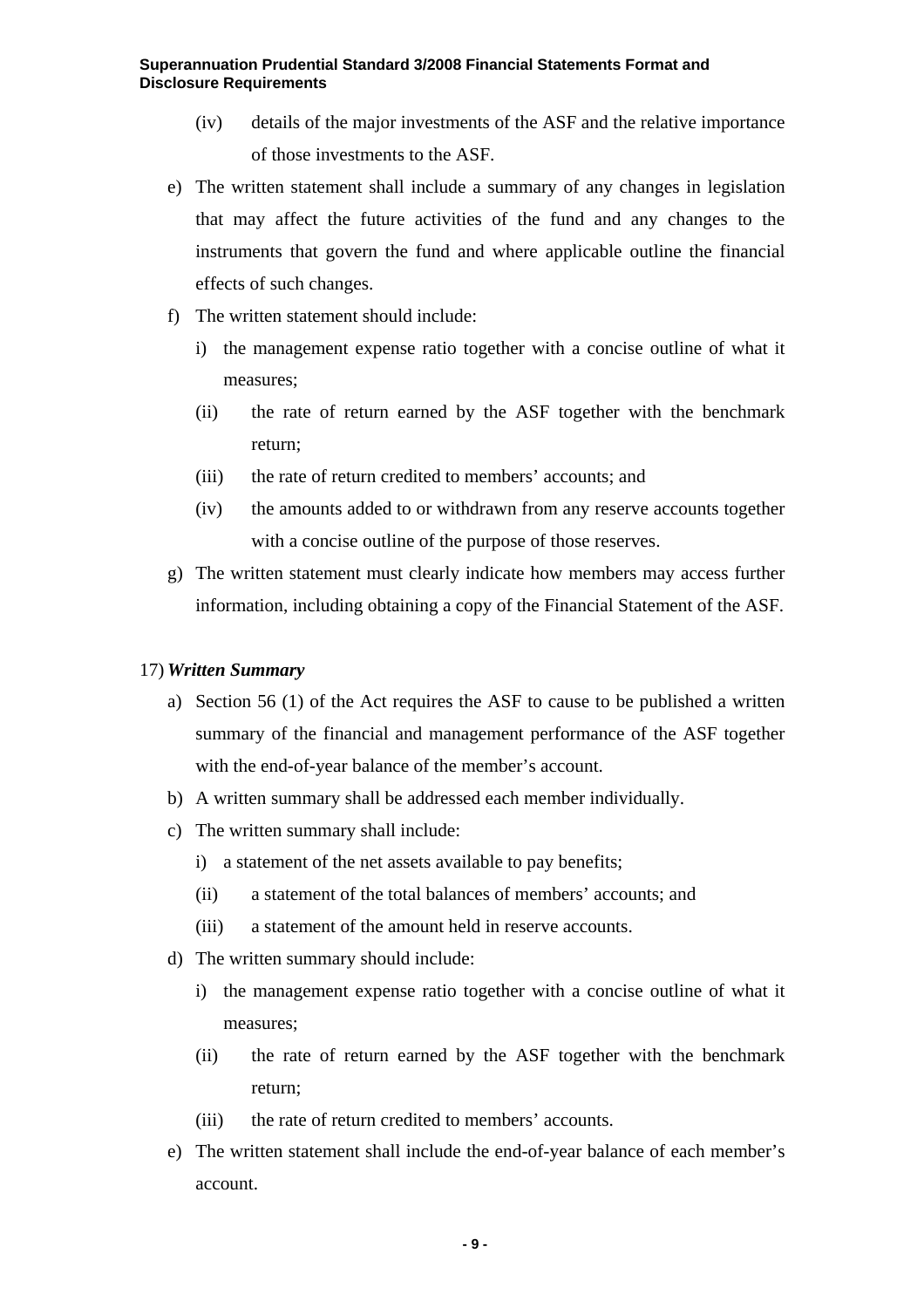(iv) details of the major investments of the ASF and the relative importance of those investments to the ASF.

e) The written statement shall include a summary of any changes in legislation that may affect the future activities of the fund and any changes to the instruments that govern the fund and where applicable outline the financial effects of such changes.

f) The written statement should include:

   i) the management expense ratio together with a concise outline of what it measures;

   (ii) the rate of return earned by the ASF together with the benchmark return;

   (iii) the rate of return credited to members' accounts; and

   (iv) the amounts added to or withdrawn from any reserve accounts together with a concise outline of the purpose of those reserves.

g) The written statement must clearly indicate how members may access further information, including obtaining a copy of the Financial Statement of the ASF.

17) ***Written Summary***

a) Section 56 (1) of the Act requires the ASF to cause to be published a written summary of the financial and management performance of the ASF together with the end-of-year balance of the member's account.

b) A written summary shall be addressed each member individually.

c) The written summary shall include:

   i) a statement of the net assets available to pay benefits;

   (ii) a statement of the total balances of members' accounts; and

   (iii) a statement of the amount held in reserve accounts.

d) The written summary should include:

   i) the management expense ratio together with a concise outline of what it measures;

   (ii) the rate of return earned by the ASF together with the benchmark return;

   (iii) the rate of return credited to members' accounts.

e) The written statement shall include the end-of-year balance of each member's account.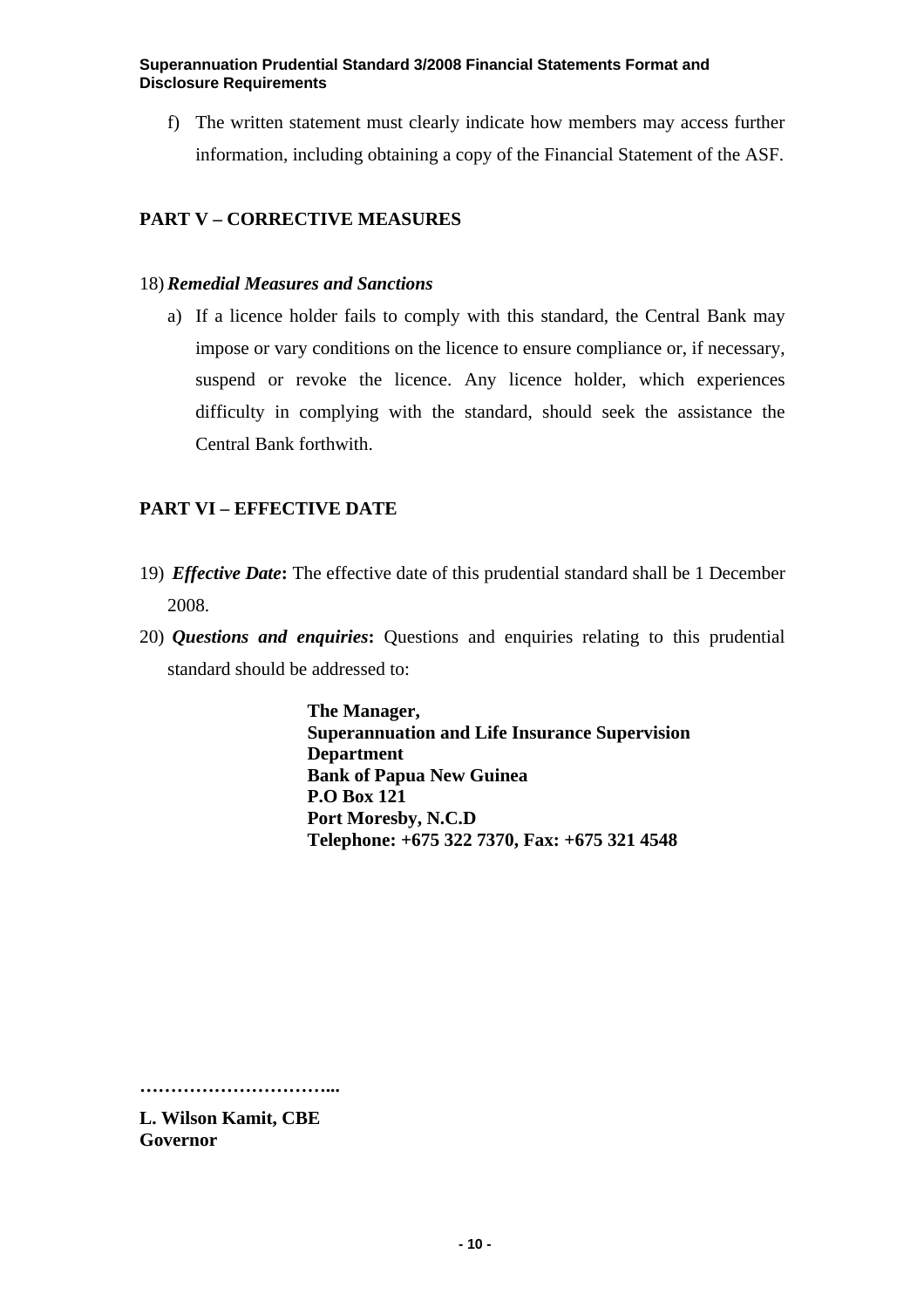f) The written statement must clearly indicate how members may access further information, including obtaining a copy of the Financial Statement of the ASF.

## PART V – CORRECTIVE MEASURES

18) ***Remedial Measures and Sanctions***

a) If a licence holder fails to comply with this standard, the Central Bank may impose or vary conditions on the licence to ensure compliance or, if necessary, suspend or revoke the licence. Any licence holder, which experiences difficulty in complying with the standard, should seek the assistance the Central Bank forthwith.

## PART VI – EFFECTIVE DATE

19) ***Effective Date*:** The effective date of this prudential standard shall be 1 December 2008.

20) ***Questions and enquiries*:** Questions and enquiries relating to this prudential standard should be addressed to:

> **The Manager,**
> **Superannuation and Life Insurance Supervision Department**
> **Bank of Papua New Guinea**
> **P.O Box 121**
> **Port Moresby, N.C.D**
> **Telephone: +675 322 7370, Fax: +675 321 4548**

**…………………………...**

**L. Wilson Kamit, CBE**
**Governor**